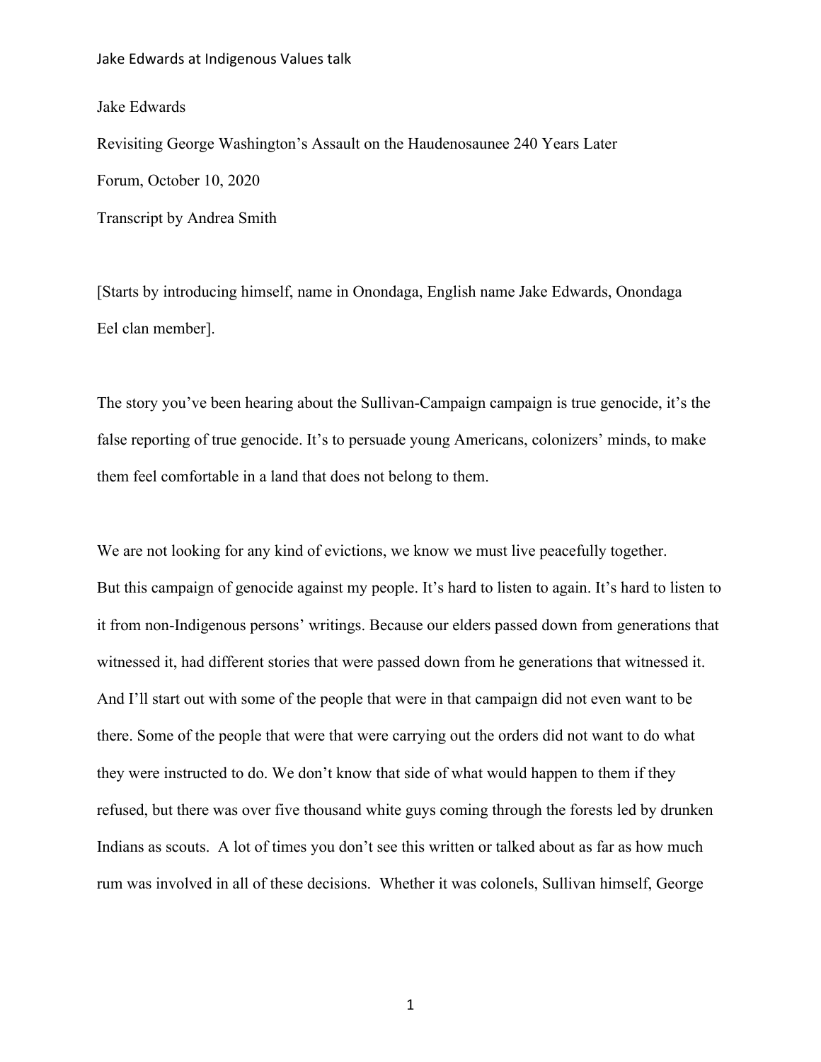Jake Edwards

Revisiting George Washington's Assault on the Haudenosaunee 240 Years Later

Forum, October 10, 2020

Transcript by Andrea Smith

[Starts by introducing himself, name in Onondaga, English name Jake Edwards, Onondaga Eel clan member].

The story you've been hearing about the Sullivan-Campaign campaign is true genocide, it's the false reporting of true genocide. It's to persuade young Americans, colonizers' minds, to make them feel comfortable in a land that does not belong to them.

We are not looking for any kind of evictions, we know we must live peacefully together. But this campaign of genocide against my people. It's hard to listen to again. It's hard to listen to it from non-Indigenous persons' writings. Because our elders passed down from generations that witnessed it, had different stories that were passed down from he generations that witnessed it. And I'll start out with some of the people that were in that campaign did not even want to be there. Some of the people that were that were carrying out the orders did not want to do what they were instructed to do. We don't know that side of what would happen to them if they refused, but there was over five thousand white guys coming through the forests led by drunken Indians as scouts. A lot of times you don't see this written or talked about as far as how much rum was involved in all of these decisions. Whether it was colonels, Sullivan himself, George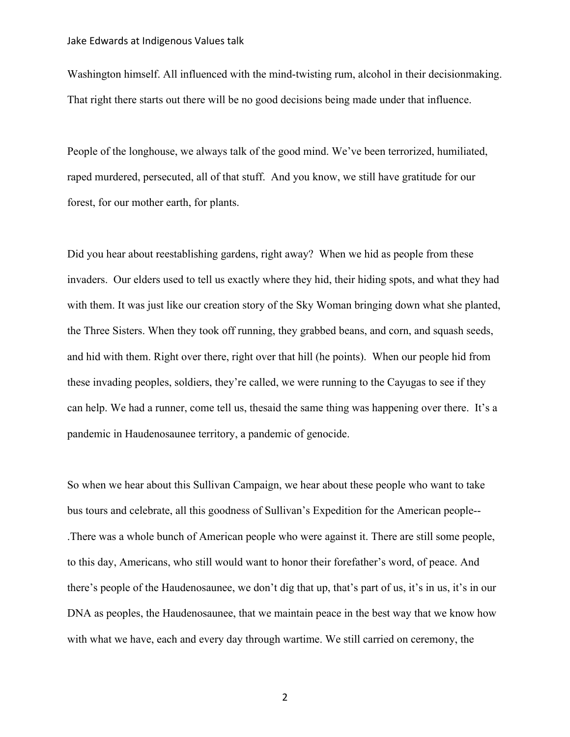Washington himself. All influenced with the mind-twisting rum, alcohol in their decisionmaking. That right there starts out there will be no good decisions being made under that influence.

People of the longhouse, we always talk of the good mind. We've been terrorized, humiliated, raped murdered, persecuted, all of that stuff. And you know, we still have gratitude for our forest, for our mother earth, for plants.

Did you hear about reestablishing gardens, right away? When we hid as people from these invaders. Our elders used to tell us exactly where they hid, their hiding spots, and what they had with them. It was just like our creation story of the Sky Woman bringing down what she planted, the Three Sisters. When they took off running, they grabbed beans, and corn, and squash seeds, and hid with them. Right over there, right over that hill (he points). When our people hid from these invading peoples, soldiers, they're called, we were running to the Cayugas to see if they can help. We had a runner, come tell us, thesaid the same thing was happening over there. It's a pandemic in Haudenosaunee territory, a pandemic of genocide.

So when we hear about this Sullivan Campaign, we hear about these people who want to take bus tours and celebrate, all this goodness of Sullivan's Expedition for the American people-- .There was a whole bunch of American people who were against it. There are still some people, to this day, Americans, who still would want to honor their forefather's word, of peace. And there's people of the Haudenosaunee, we don't dig that up, that's part of us, it's in us, it's in our DNA as peoples, the Haudenosaunee, that we maintain peace in the best way that we know how with what we have, each and every day through wartime. We still carried on ceremony, the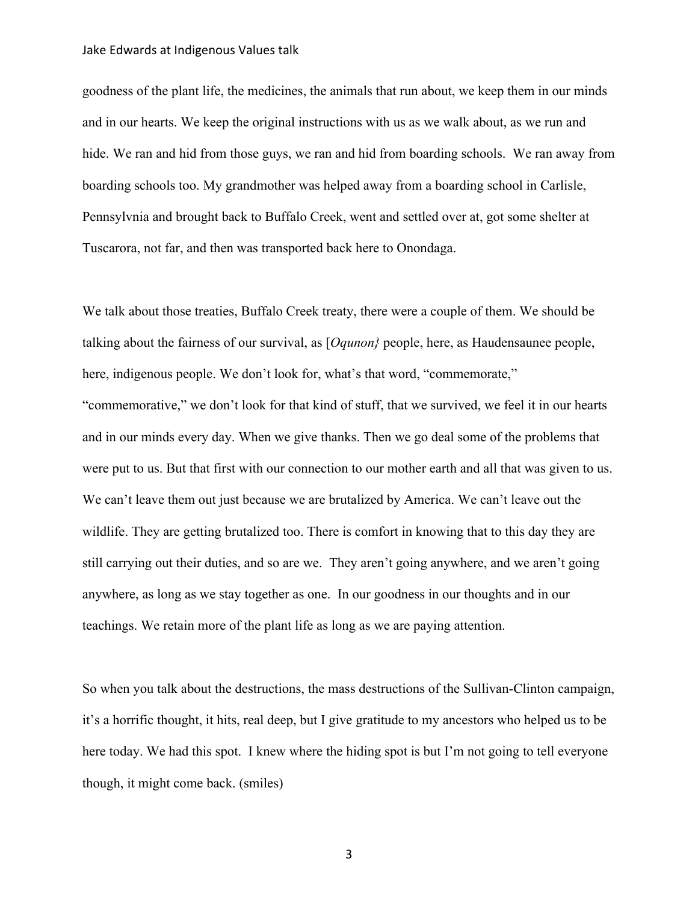goodness of the plant life, the medicines, the animals that run about, we keep them in our minds and in our hearts. We keep the original instructions with us as we walk about, as we run and hide. We ran and hid from those guys, we ran and hid from boarding schools. We ran away from boarding schools too. My grandmother was helped away from a boarding school in Carlisle, Pennsylvnia and brought back to Buffalo Creek, went and settled over at, got some shelter at Tuscarora, not far, and then was transported back here to Onondaga.

We talk about those treaties, Buffalo Creek treaty, there were a couple of them. We should be talking about the fairness of our survival, as [*Oqunon}* people, here, as Haudensaunee people, here, indigenous people. We don't look for, what's that word, "commemorate," "commemorative," we don't look for that kind of stuff, that we survived, we feel it in our hearts and in our minds every day. When we give thanks. Then we go deal some of the problems that were put to us. But that first with our connection to our mother earth and all that was given to us. We can't leave them out just because we are brutalized by America. We can't leave out the wildlife. They are getting brutalized too. There is comfort in knowing that to this day they are still carrying out their duties, and so are we. They aren't going anywhere, and we aren't going anywhere, as long as we stay together as one. In our goodness in our thoughts and in our teachings. We retain more of the plant life as long as we are paying attention.

So when you talk about the destructions, the mass destructions of the Sullivan-Clinton campaign, it's a horrific thought, it hits, real deep, but I give gratitude to my ancestors who helped us to be here today. We had this spot. I knew where the hiding spot is but I'm not going to tell everyone though, it might come back. (smiles)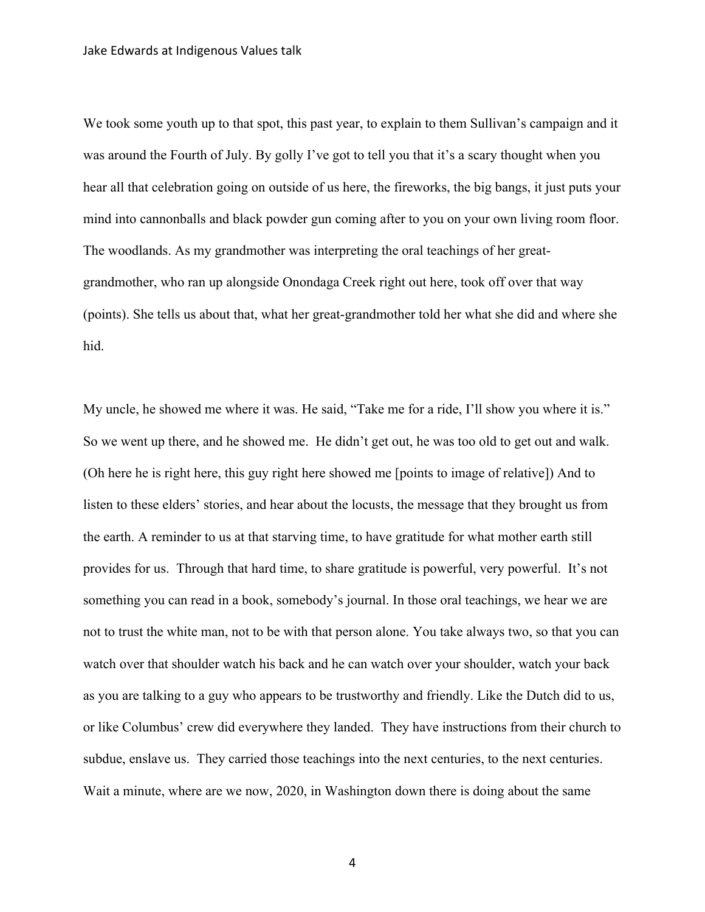We took some youth up to that spot, this past year, to explain to them Sullivan's campaign and it was around the Fourth of July. By golly I've got to tell you that it's a scary thought when you hear all that celebration going on outside of us here, the fireworks, the big bangs, it just puts your mind into cannonballs and black powder gun coming after to you on your own living room floor. The woodlands. As my grandmother was interpreting the oral teachings of her great-grandmother, who ran up alongside Onondaga Creek right out here, took off over that way (points). She tells us about that, what her great-grandmother told her what she did and where she hid.

My uncle, he showed me where it was. He said, "Take me for a ride, I'll show you where it is." So we went up there, and he showed me. He didn't get out, he was too old to get out and walk. (Oh here he is right here, this guy right here showed me [points to image of relative]) And to listen to these elders' stories, and hear about the locusts, the message that they brought us from the earth. A reminder to us at that starving time, to have gratitude for what mother earth still provides for us. Through that hard time, to share gratitude is powerful, very powerful. It's not something you can read in a book, somebody's journal. In those oral teachings, we hear we are not to trust the white man, not to be with that person alone. You take always two, so that you can watch over that shoulder watch his back and he can watch over your shoulder, watch your back as you are talking to a guy who appears to be trustworthy and friendly. Like the Dutch did to us, or like Columbus' crew did everywhere they landed. They have instructions from their church to subdue, enslave us. They carried those teachings into the next centuries, to the next centuries. Wait a minute, where are we now, 2020, in Washington down there is doing about the same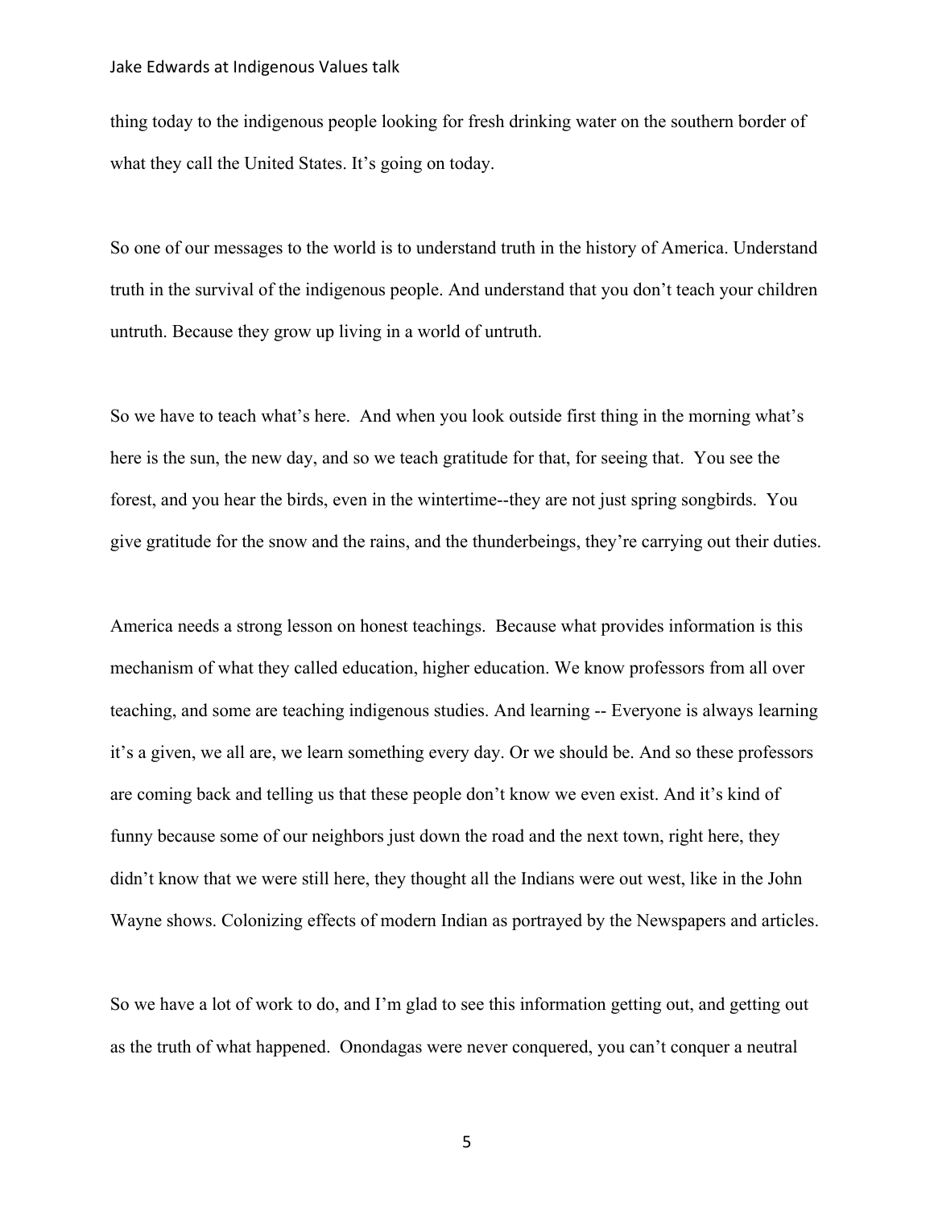thing today to the indigenous people looking for fresh drinking water on the southern border of what they call the United States. It's going on today.

So one of our messages to the world is to understand truth in the history of America. Understand truth in the survival of the indigenous people. And understand that you don't teach your children untruth. Because they grow up living in a world of untruth.

So we have to teach what's here. And when you look outside first thing in the morning what's here is the sun, the new day, and so we teach gratitude for that, for seeing that. You see the forest, and you hear the birds, even in the wintertime--they are not just spring songbirds. You give gratitude for the snow and the rains, and the thunderbeings, they're carrying out their duties.

America needs a strong lesson on honest teachings. Because what provides information is this mechanism of what they called education, higher education. We know professors from all over teaching, and some are teaching indigenous studies. And learning -- Everyone is always learning it's a given, we all are, we learn something every day. Or we should be. And so these professors are coming back and telling us that these people don't know we even exist. And it's kind of funny because some of our neighbors just down the road and the next town, right here, they didn't know that we were still here, they thought all the Indians were out west, like in the John Wayne shows. Colonizing effects of modern Indian as portrayed by the Newspapers and articles.

So we have a lot of work to do, and I'm glad to see this information getting out, and getting out as the truth of what happened. Onondagas were never conquered, you can't conquer a neutral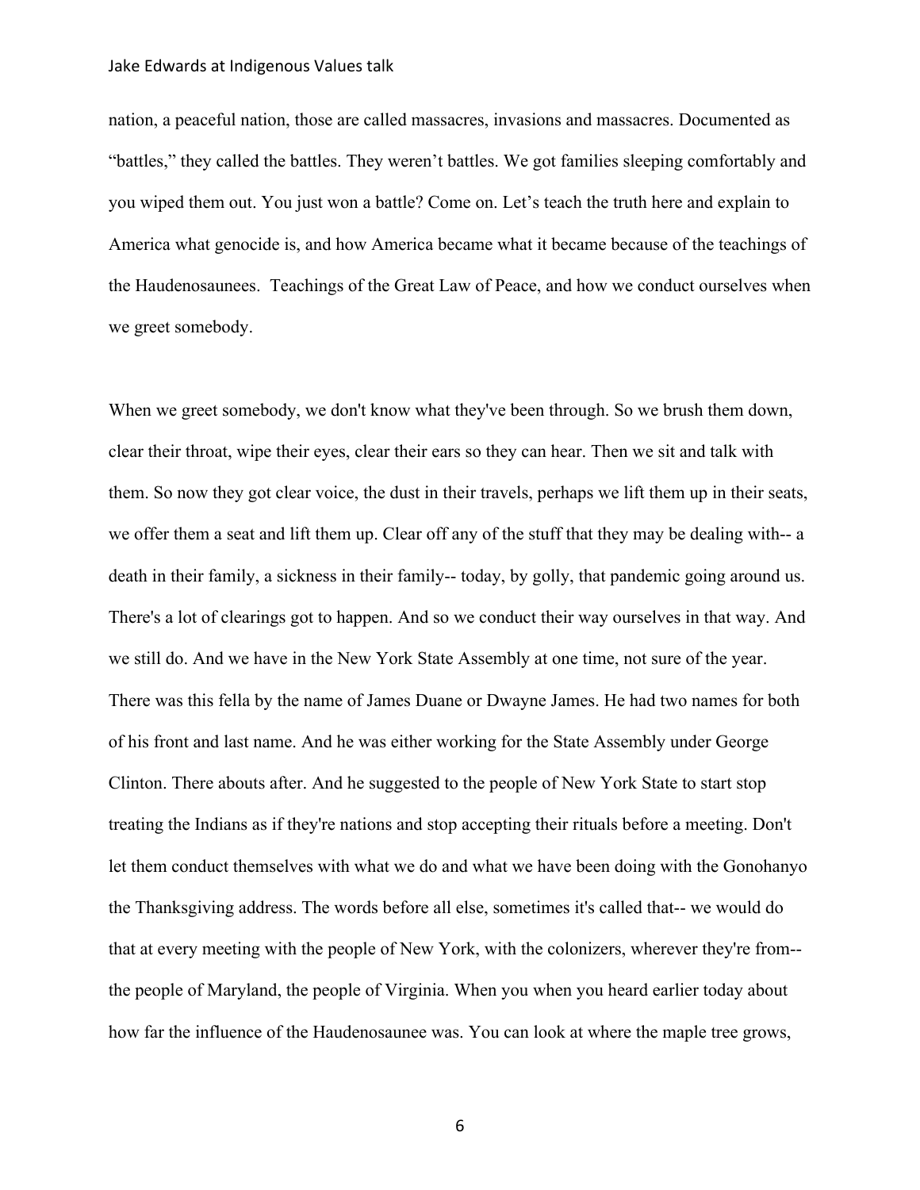nation, a peaceful nation, those are called massacres, invasions and massacres. Documented as "battles," they called the battles. They weren't battles. We got families sleeping comfortably and you wiped them out. You just won a battle? Come on. Let's teach the truth here and explain to America what genocide is, and how America became what it became because of the teachings of the Haudenosaunees. Teachings of the Great Law of Peace, and how we conduct ourselves when we greet somebody.

When we greet somebody, we don't know what they've been through. So we brush them down, clear their throat, wipe their eyes, clear their ears so they can hear. Then we sit and talk with them. So now they got clear voice, the dust in their travels, perhaps we lift them up in their seats, we offer them a seat and lift them up. Clear off any of the stuff that they may be dealing with-- a death in their family, a sickness in their family-- today, by golly, that pandemic going around us. There's a lot of clearings got to happen. And so we conduct their way ourselves in that way. And we still do. And we have in the New York State Assembly at one time, not sure of the year. There was this fella by the name of James Duane or Dwayne James. He had two names for both of his front and last name. And he was either working for the State Assembly under George Clinton. There abouts after. And he suggested to the people of New York State to start stop treating the Indians as if they're nations and stop accepting their rituals before a meeting. Don't let them conduct themselves with what we do and what we have been doing with the Gonohanyo the Thanksgiving address. The words before all else, sometimes it's called that-- we would do that at every meeting with the people of New York, with the colonizers, wherever they're from-- the people of Maryland, the people of Virginia. When you when you heard earlier today about how far the influence of the Haudenosaunee was. You can look at where the maple tree grows,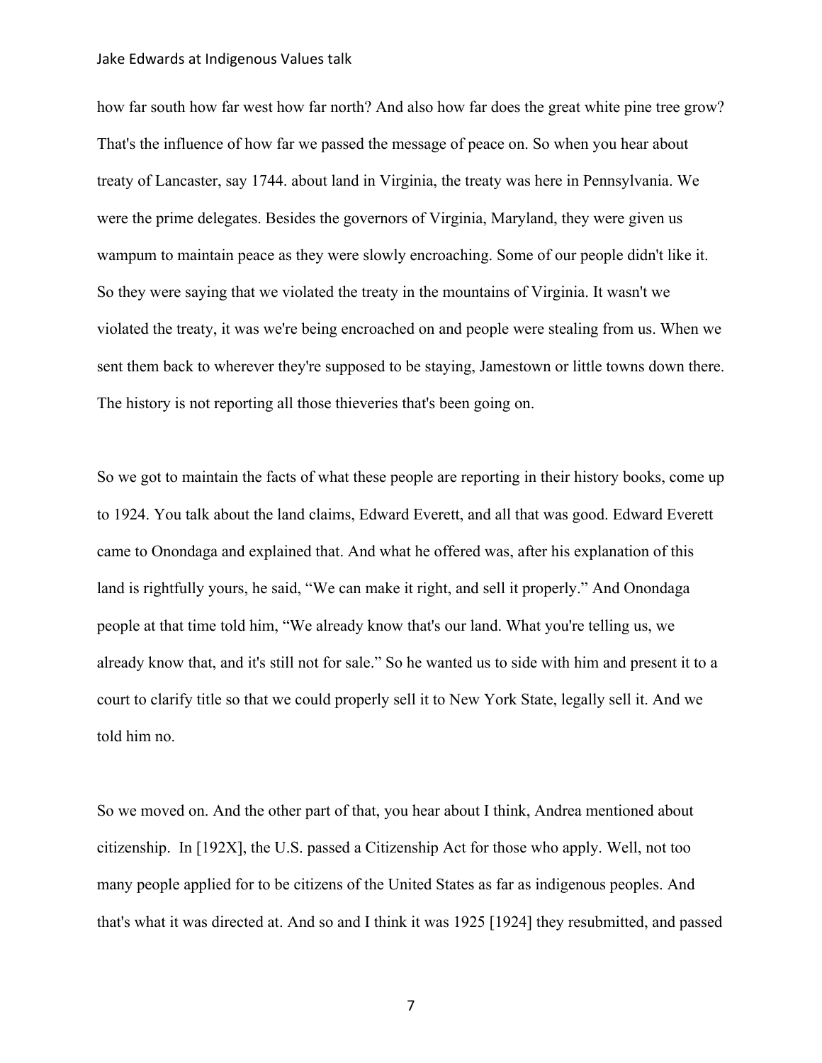how far south how far west how far north? And also how far does the great white pine tree grow? That's the influence of how far we passed the message of peace on. So when you hear about treaty of Lancaster, say 1744. about land in Virginia, the treaty was here in Pennsylvania. We were the prime delegates. Besides the governors of Virginia, Maryland, they were given us wampum to maintain peace as they were slowly encroaching. Some of our people didn't like it. So they were saying that we violated the treaty in the mountains of Virginia. It wasn't we violated the treaty, it was we're being encroached on and people were stealing from us. When we sent them back to wherever they're supposed to be staying, Jamestown or little towns down there. The history is not reporting all those thieveries that's been going on.

So we got to maintain the facts of what these people are reporting in their history books, come up to 1924. You talk about the land claims, Edward Everett, and all that was good. Edward Everett came to Onondaga and explained that. And what he offered was, after his explanation of this land is rightfully yours, he said, "We can make it right, and sell it properly." And Onondaga people at that time told him, "We already know that's our land. What you're telling us, we already know that, and it's still not for sale." So he wanted us to side with him and present it to a court to clarify title so that we could properly sell it to New York State, legally sell it. And we told him no.

So we moved on. And the other part of that, you hear about I think, Andrea mentioned about citizenship. In [192X], the U.S. passed a Citizenship Act for those who apply. Well, not too many people applied for to be citizens of the United States as far as indigenous peoples. And that's what it was directed at. And so and I think it was 1925 [1924] they resubmitted, and passed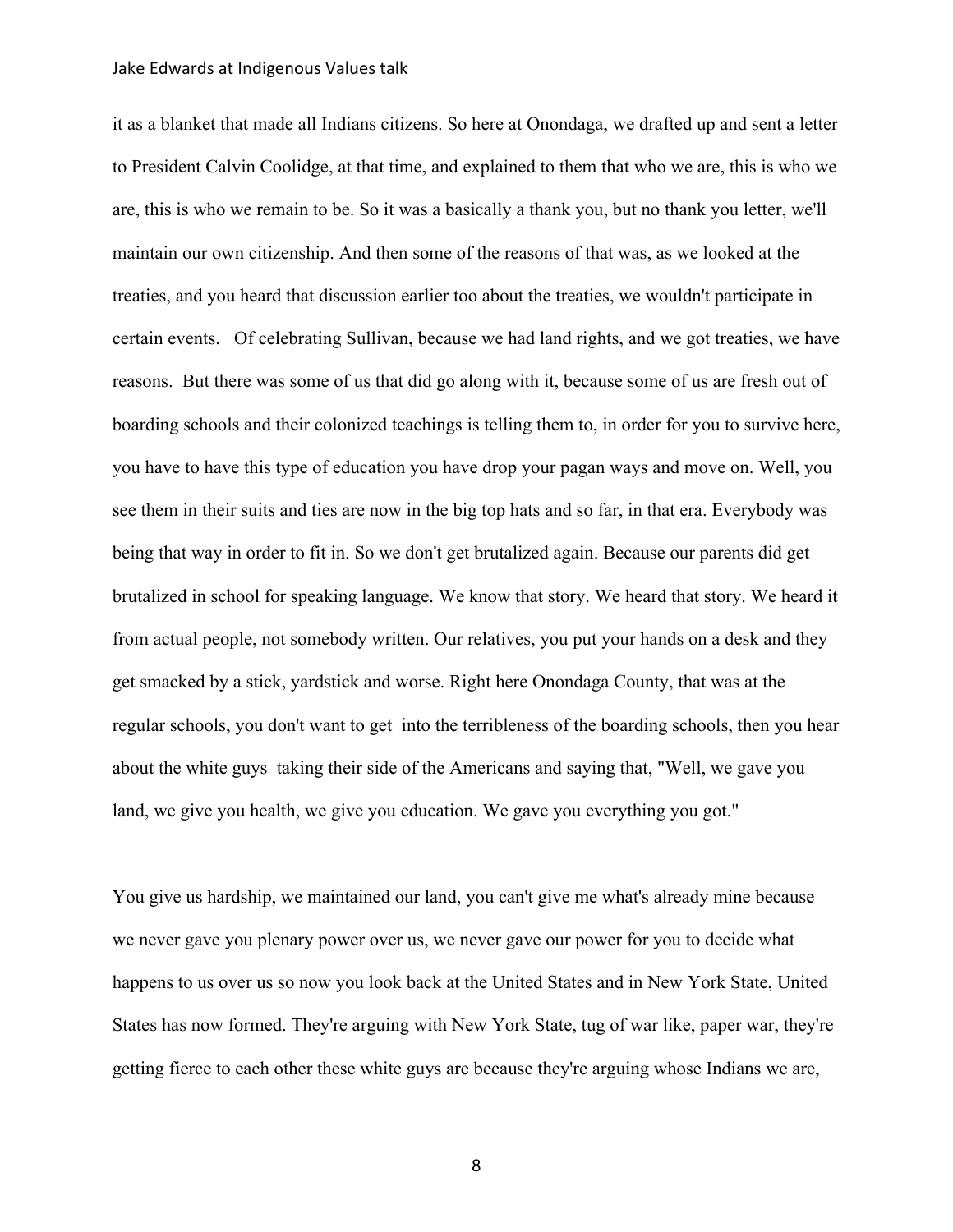it as a blanket that made all Indians citizens. So here at Onondaga, we drafted up and sent a letter to President Calvin Coolidge, at that time, and explained to them that who we are, this is who we are, this is who we remain to be. So it was a basically a thank you, but no thank you letter, we'll maintain our own citizenship. And then some of the reasons of that was, as we looked at the treaties, and you heard that discussion earlier too about the treaties, we wouldn't participate in certain events. Of celebrating Sullivan, because we had land rights, and we got treaties, we have reasons. But there was some of us that did go along with it, because some of us are fresh out of boarding schools and their colonized teachings is telling them to, in order for you to survive here, you have to have this type of education you have drop your pagan ways and move on. Well, you see them in their suits and ties are now in the big top hats and so far, in that era. Everybody was being that way in order to fit in. So we don't get brutalized again. Because our parents did get brutalized in school for speaking language. We know that story. We heard that story. We heard it from actual people, not somebody written. Our relatives, you put your hands on a desk and they get smacked by a stick, yardstick and worse. Right here Onondaga County, that was at the regular schools, you don't want to get into the terribleness of the boarding schools, then you hear about the white guys taking their side of the Americans and saying that, "Well, we gave you land, we give you health, we give you education. We gave you everything you got."

You give us hardship, we maintained our land, you can't give me what's already mine because we never gave you plenary power over us, we never gave our power for you to decide what happens to us over us so now you look back at the United States and in New York State, United States has now formed. They're arguing with New York State, tug of war like, paper war, they're getting fierce to each other these white guys are because they're arguing whose Indians we are,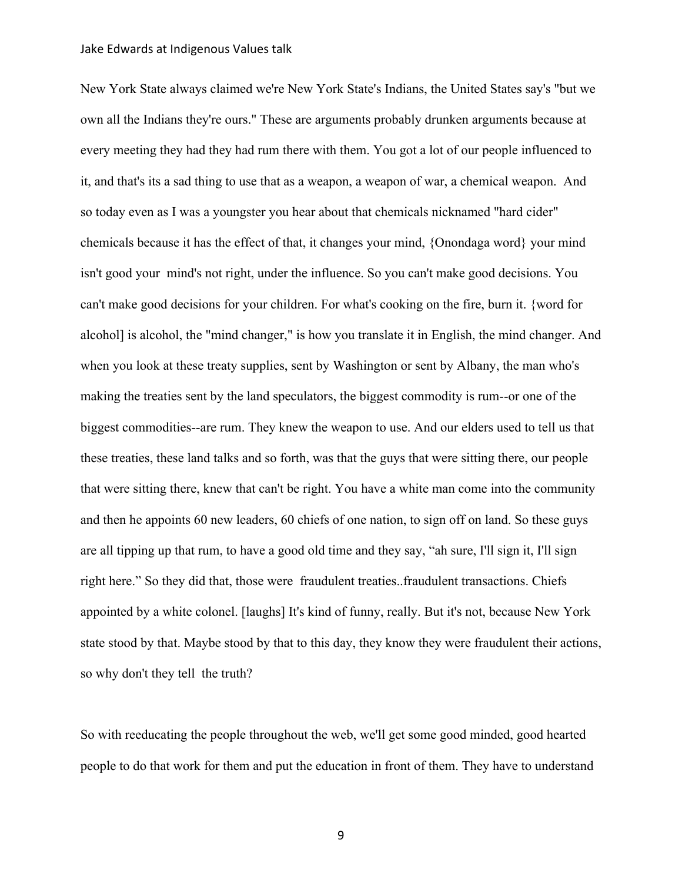New York State always claimed we're New York State's Indians, the United States say's "but we own all the Indians they're ours." These are arguments probably drunken arguments because at every meeting they had they had rum there with them. You got a lot of our people influenced to it, and that's its a sad thing to use that as a weapon, a weapon of war, a chemical weapon. And so today even as I was a youngster you hear about that chemicals nicknamed "hard cider" chemicals because it has the effect of that, it changes your mind, {Onondaga word} your mind isn't good your mind's not right, under the influence. So you can't make good decisions. You can't make good decisions for your children. For what's cooking on the fire, burn it. {word for alcohol] is alcohol, the "mind changer," is how you translate it in English, the mind changer. And when you look at these treaty supplies, sent by Washington or sent by Albany, the man who's making the treaties sent by the land speculators, the biggest commodity is rum--or one of the biggest commodities--are rum. They knew the weapon to use. And our elders used to tell us that these treaties, these land talks and so forth, was that the guys that were sitting there, our people that were sitting there, knew that can't be right. You have a white man come into the community and then he appoints 60 new leaders, 60 chiefs of one nation, to sign off on land. So these guys are all tipping up that rum, to have a good old time and they say, "ah sure, I'll sign it, I'll sign right here." So they did that, those were fraudulent treaties..fraudulent transactions. Chiefs appointed by a white colonel. [laughs] It's kind of funny, really. But it's not, because New York state stood by that. Maybe stood by that to this day, they know they were fraudulent their actions, so why don't they tell the truth?

So with reeducating the people throughout the web, we'll get some good minded, good hearted people to do that work for them and put the education in front of them. They have to understand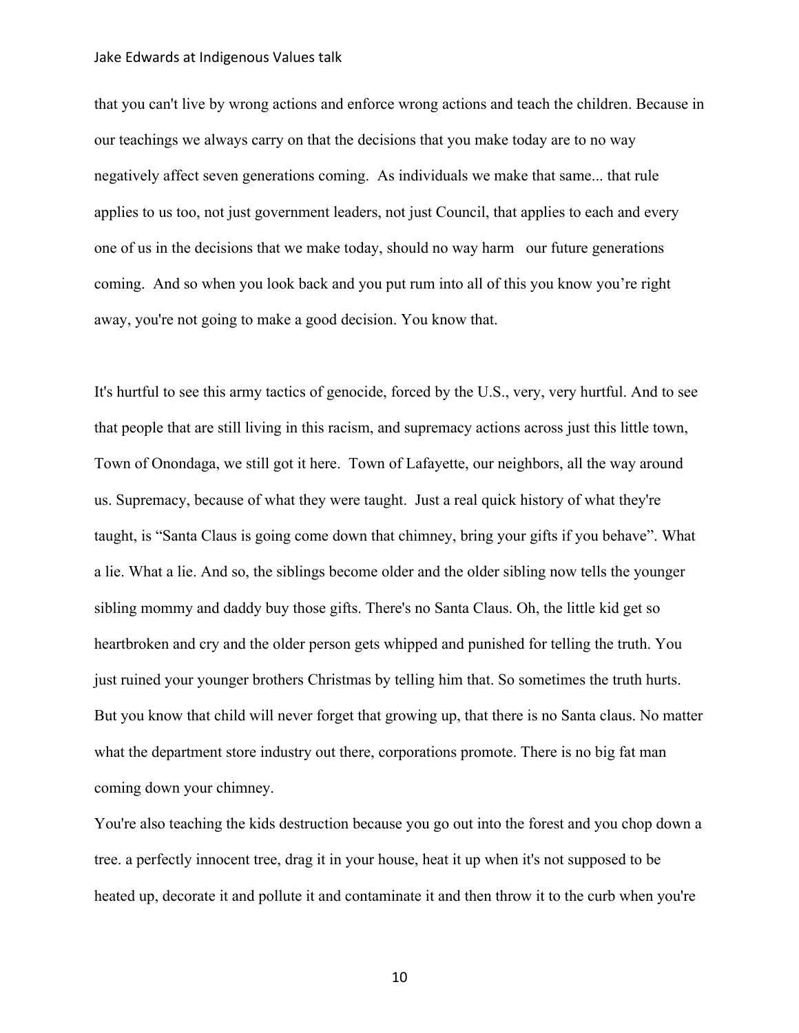that you can't live by wrong actions and enforce wrong actions and teach the children. Because in our teachings we always carry on that the decisions that you make today are to no way negatively affect seven generations coming. As individuals we make that same... that rule applies to us too, not just government leaders, not just Council, that applies to each and every one of us in the decisions that we make today, should no way harm our future generations coming. And so when you look back and you put rum into all of this you know you're right away, you're not going to make a good decision. You know that.

It's hurtful to see this army tactics of genocide, forced by the U.S., very, very hurtful. And to see that people that are still living in this racism, and supremacy actions across just this little town, Town of Onondaga, we still got it here. Town of Lafayette, our neighbors, all the way around us. Supremacy, because of what they were taught. Just a real quick history of what they're taught, is "Santa Claus is going come down that chimney, bring your gifts if you behave". What a lie. What a lie. And so, the siblings become older and the older sibling now tells the younger sibling mommy and daddy buy those gifts. There's no Santa Claus. Oh, the little kid get so heartbroken and cry and the older person gets whipped and punished for telling the truth. You just ruined your younger brothers Christmas by telling him that. So sometimes the truth hurts. But you know that child will never forget that growing up, that there is no Santa claus. No matter what the department store industry out there, corporations promote. There is no big fat man coming down your chimney.

You're also teaching the kids destruction because you go out into the forest and you chop down a tree. a perfectly innocent tree, drag it in your house, heat it up when it's not supposed to be heated up, decorate it and pollute it and contaminate it and then throw it to the curb when you're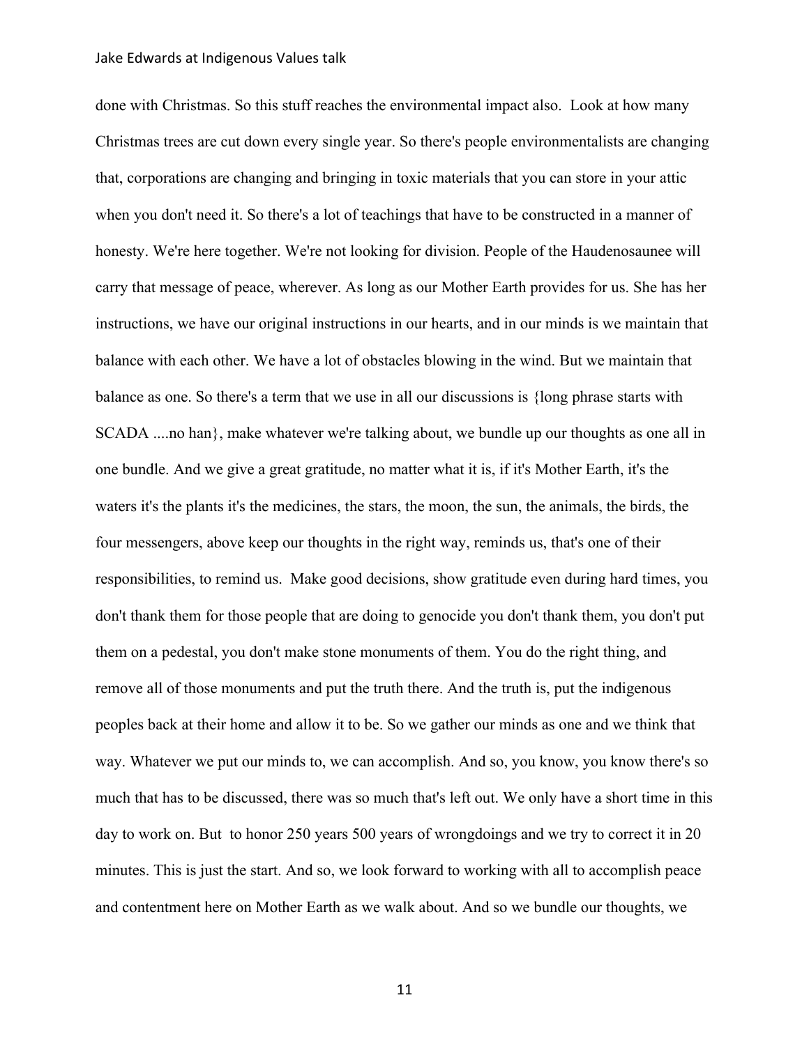done with Christmas. So this stuff reaches the environmental impact also. Look at how many Christmas trees are cut down every single year. So there's people environmentalists are changing that, corporations are changing and bringing in toxic materials that you can store in your attic when you don't need it. So there's a lot of teachings that have to be constructed in a manner of honesty. We're here together. We're not looking for division. People of the Haudenosaunee will carry that message of peace, wherever. As long as our Mother Earth provides for us. She has her instructions, we have our original instructions in our hearts, and in our minds is we maintain that balance with each other. We have a lot of obstacles blowing in the wind. But we maintain that balance as one. So there's a term that we use in all our discussions is {long phrase starts with SCADA ....no han}, make whatever we're talking about, we bundle up our thoughts as one all in one bundle. And we give a great gratitude, no matter what it is, if it's Mother Earth, it's the waters it's the plants it's the medicines, the stars, the moon, the sun, the animals, the birds, the four messengers, above keep our thoughts in the right way, reminds us, that's one of their responsibilities, to remind us. Make good decisions, show gratitude even during hard times, you don't thank them for those people that are doing to genocide you don't thank them, you don't put them on a pedestal, you don't make stone monuments of them. You do the right thing, and remove all of those monuments and put the truth there. And the truth is, put the indigenous peoples back at their home and allow it to be. So we gather our minds as one and we think that way. Whatever we put our minds to, we can accomplish. And so, you know, you know there's so much that has to be discussed, there was so much that's left out. We only have a short time in this day to work on. But to honor 250 years 500 years of wrongdoings and we try to correct it in 20 minutes. This is just the start. And so, we look forward to working with all to accomplish peace and contentment here on Mother Earth as we walk about. And so we bundle our thoughts, we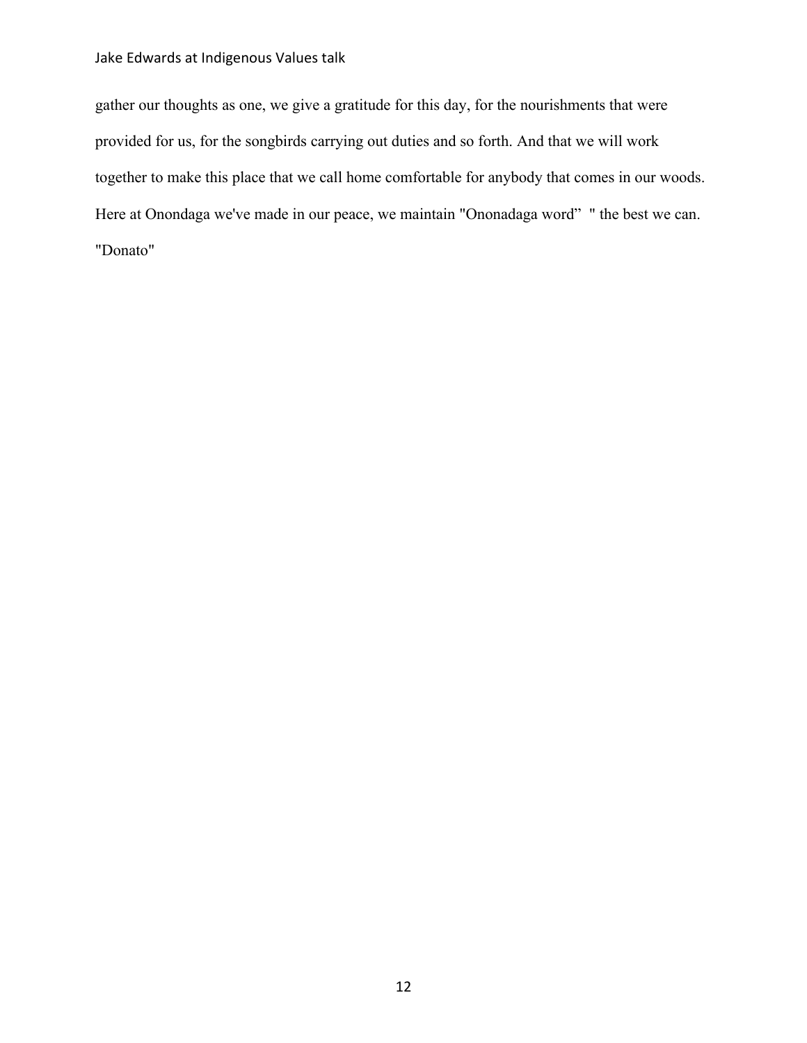gather our thoughts as one, we give a gratitude for this day, for the nourishments that were provided for us, for the songbirds carrying out duties and so forth. And that we will work together to make this place that we call home comfortable for anybody that comes in our woods. Here at Onondaga we've made in our peace, we maintain "Ononadaga word"  " the best we can. "Donato"